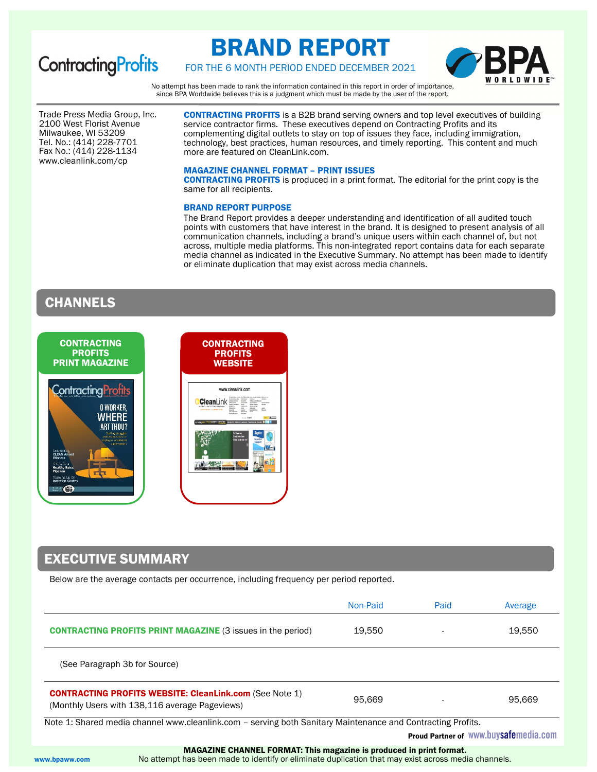ContractingProfits

# BRAND REPORT

FOR THE 6 MONTH PERIOD ENDED DECEMBER 2021

BPA WORLDWIDE

No attempt has been made to rank the information contained in this report in order of importance, since BPA Worldwide believes this is a judgment which must be made by the user of the report.

Trade Press Media Group, Inc.
2100 West Florist Avenue
Milwaukee, WI 53209
Tel. No.: (414) 228-7701
Fax No.: (414) 228-1134
www.cleanlink.com/cp

**CONTRACTING PROFITS** is a B2B brand serving owners and top level executives of building service contractor firms. These executives depend on Contracting Profits and its complementing digital outlets to stay on top of issues they face, including immigration, technology, best practices, human resources, and timely reporting. This content and much more are featured on CleanLink.com.

### MAGAZINE CHANNEL FORMAT – PRINT ISSUES

**CONTRACTING PROFITS** is produced in a print format. The editorial for the print copy is the same for all recipients.

### BRAND REPORT PURPOSE

The Brand Report provides a deeper understanding and identification of all audited touch points with customers that have interest in the brand. It is designed to present analysis of all communication channels, including a brand's unique users within each channel of, but not across, multiple media platforms. This non-integrated report contains data for each separate media channel as indicated in the Executive Summary. No attempt has been made to identify or eliminate duplication that may exist across media channels.

## CHANNELS

**CONTRACTING PROFITS PRINT MAGAZINE**

**CONTRACTING PROFITS WEBSITE**

## EXECUTIVE SUMMARY

Below are the average contacts per occurrence, including frequency per period reported.

| | Non-Paid | Paid | Average |
|---|---|---|---|
| **CONTRACTING PROFITS PRINT MAGAZINE** (3 issues in the period) | 19,550 | - | 19,550 |
| (See Paragraph 3b for Source) | | | |
| **CONTRACTING PROFITS WEBSITE: CleanLink.com** (See Note 1) (Monthly Users with 138,116 average Pageviews) | 95,669 | - | 95,669 |

Note 1: Shared media channel www.cleanlink.com – serving both Sanitary Maintenance and Contracting Profits.

**Proud Partner of** www.buysafemedia.com

**MAGAZINE CHANNEL FORMAT: This magazine is produced in print format.**
No attempt has been made to identify or eliminate duplication that may exist across media channels.

www.bpaww.com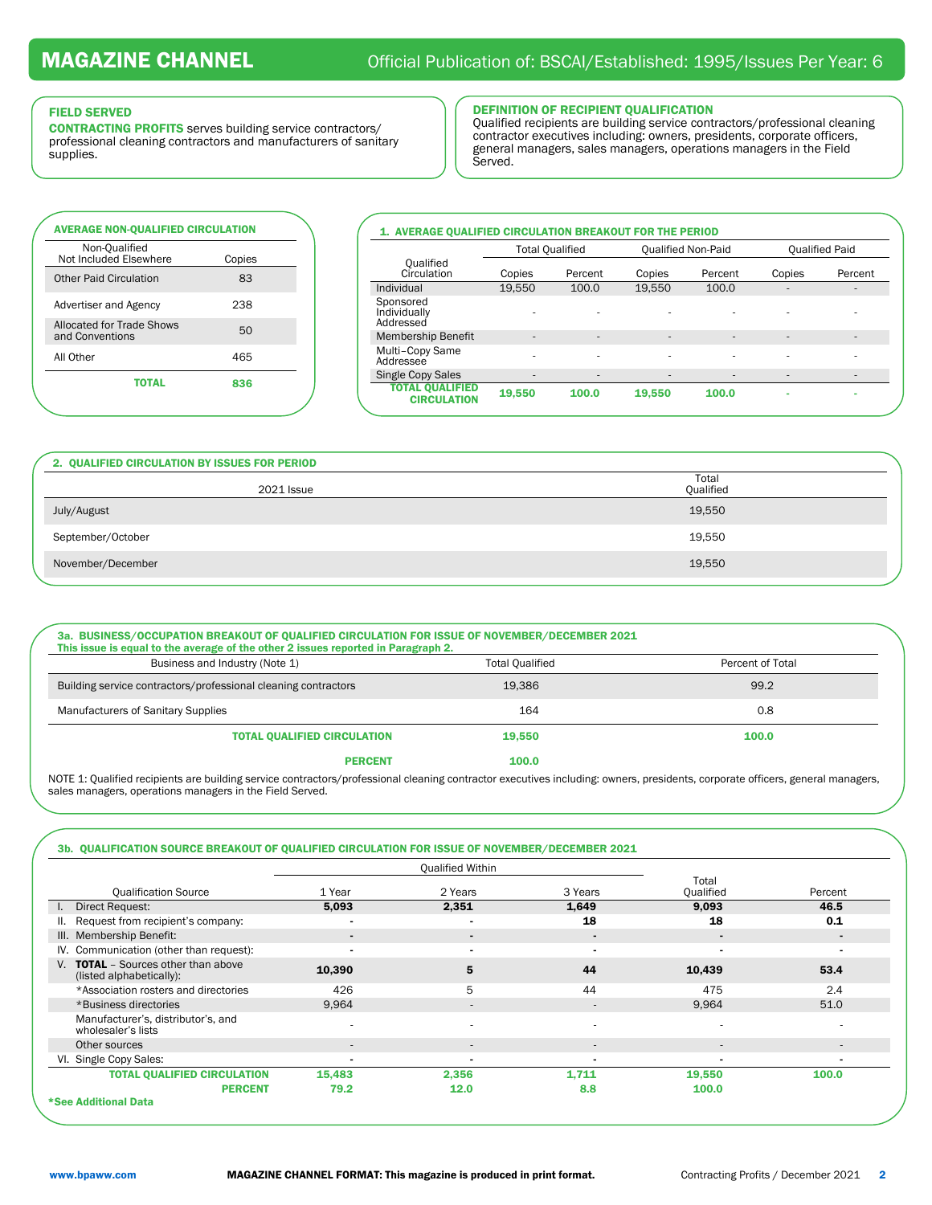# MAGAZINE CHANNEL

Official Publication of: BSCAI/Established: 1995/Issues Per Year: 6

### FIELD SERVED

**CONTRACTING PROFITS** serves building service contractors/ professional cleaning contractors and manufacturers of sanitary supplies.

### DEFINITION OF RECIPIENT QUALIFICATION

Qualified recipients are building service contractors/professional cleaning contractor executives including: owners, presidents, corporate officers, general managers, sales managers, operations managers in the Field Served.

### AVERAGE NON-QUALIFIED CIRCULATION

| Non-Qualified Not Included Elsewhere | Copies |
|---|---|
| Other Paid Circulation | 83 |
| Advertiser and Agency | 238 |
| Allocated for Trade Shows and Conventions | 50 |
| All Other | 465 |
| **TOTAL** | **836** |

### 1. AVERAGE QUALIFIED CIRCULATION BREAKOUT FOR THE PERIOD

| Qualified Circulation | Total Qualified | | Qualified Non-Paid | | Qualified Paid | |
|---|---|---|---|---|---|---|
| | Copies | Percent | Copies | Percent | Copies | Percent |
| Individual | 19,550 | 100.0 | 19,550 | 100.0 | - | - |
| Sponsored Individually Addressed | - | - | - | - | - | - |
| Membership Benefit | - | - | - | - | - | - |
| Multi-Copy Same Addressee | - | - | - | - | - | - |
| Single Copy Sales | - | - | - | - | - | - |
| **TOTAL QUALIFIED CIRCULATION** | **19,550** | **100.0** | **19,550** | **100.0** | **-** | **-** |

### 2. QUALIFIED CIRCULATION BY ISSUES FOR PERIOD

| 2021 Issue | Total Qualified |
|---|---|
| July/August | 19,550 |
| September/October | 19,550 |
| November/December | 19,550 |

### 3a. BUSINESS/OCCUPATION BREAKOUT OF QUALIFIED CIRCULATION FOR ISSUE OF NOVEMBER/DECEMBER 2021

**This issue is equal to the average of the other 2 issues reported in Paragraph 2.**

| Business and Industry (Note 1) | Total Qualified | Percent of Total |
|---|---|---|
| Building service contractors/professional cleaning contractors | 19,386 | 99.2 |
| Manufacturers of Sanitary Supplies | 164 | 0.8 |
| **TOTAL QUALIFIED CIRCULATION** | **19,550** | **100.0** |
| **PERCENT** | **100.0** | |

NOTE 1: Qualified recipients are building service contractors/professional cleaning contractor executives including: owners, presidents, corporate officers, general managers, sales managers, operations managers in the Field Served.

### 3b. QUALIFICATION SOURCE BREAKOUT OF QUALIFIED CIRCULATION FOR ISSUE OF NOVEMBER/DECEMBER 2021

| Qualification Source | Qualified Within | | | Total Qualified | Percent |
|---|---|---|---|---|---|
| | 1 Year | 2 Years | 3 Years | | |
| I. Direct Request: | **5,093** | **2,351** | **1,649** | **9,093** | **46.5** |
| II. Request from recipient's company: | - | - | **18** | **18** | **0.1** |
| III. Membership Benefit: | - | - | - | - | - |
| IV. Communication (other than request): | - | - | - | - | - |
| V. **TOTAL** – Sources other than above (listed alphabetically): | **10,390** | **5** | **44** | **10,439** | **53.4** |
| *Association rosters and directories | 426 | 5 | 44 | 475 | 2.4 |
| *Business directories | 9,964 | - | - | 9,964 | 51.0 |
| Manufacturer's, distributor's, and wholesaler's lists | - | - | - | - | - |
| Other sources | - | - | - | - | - |
| VI. Single Copy Sales: | - | - | - | - | - |
| **TOTAL QUALIFIED CIRCULATION** | **15,483** | **2,356** | **1,711** | **19,550** | **100.0** |
| **PERCENT** | **79.2** | **12.0** | **8.8** | **100.0** | |

**\*See Additional Data**

www.bpaww.com | **MAGAZINE CHANNEL FORMAT: This magazine is produced in print format.** | Contracting Profits / December 2021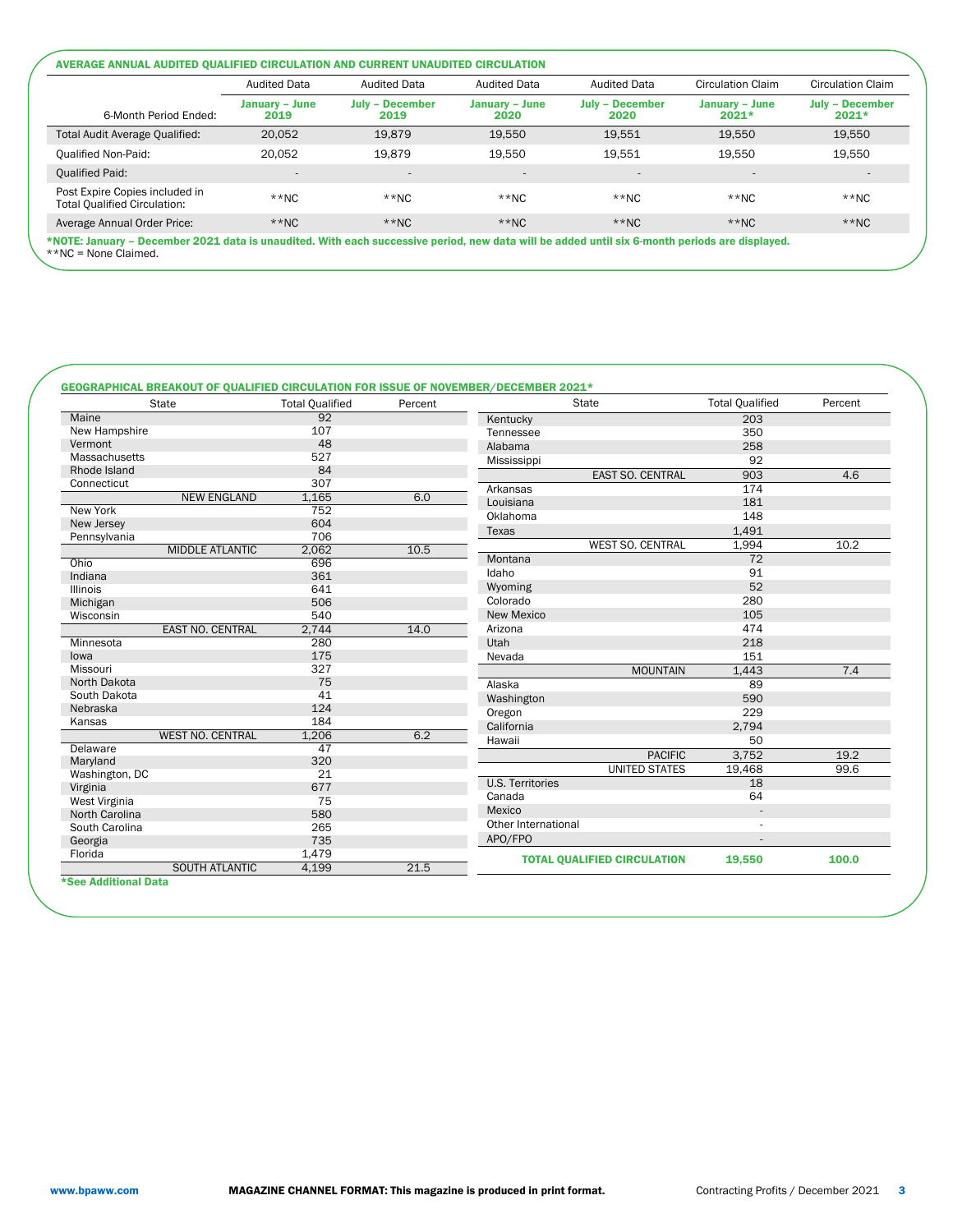## AVERAGE ANNUAL AUDITED QUALIFIED CIRCULATION AND CURRENT UNAUDITED CIRCULATION

| | Audited Data | Audited Data | Audited Data | Audited Data | Circulation Claim | Circulation Claim |
|---|---|---|---|---|---|---|
| 6-Month Period Ended: | **January – June 2019** | **July – December 2019** | **January – June 2020** | **July – December 2020** | **January – June 2021*** | **July – December 2021*** |
| Total Audit Average Qualified: | 20,052 | 19,879 | 19,550 | 19,551 | 19,550 | 19,550 |
| Qualified Non-Paid: | 20,052 | 19,879 | 19,550 | 19,551 | 19,550 | 19,550 |
| Qualified Paid: | - | - | - | - | - | - |
| Post Expire Copies included in Total Qualified Circulation: | **NC | **NC | **NC | **NC | **NC | **NC |
| Average Annual Order Price: | **NC | **NC | **NC | **NC | **NC | **NC |

***NOTE: January – December 2021 data is unaudited. With each successive period, new data will be added until six 6-month periods are displayed.**
**NC = None Claimed.

## GEOGRAPHICAL BREAKOUT OF QUALIFIED CIRCULATION FOR ISSUE OF NOVEMBER/DECEMBER 2021*

| State | Total Qualified | Percent |
|---|---|---|
| Maine | 92 | |
| New Hampshire | 107 | |
| Vermont | 48 | |
| Massachusetts | 527 | |
| Rhode Island | 84 | |
| Connecticut | 307 | |
| NEW ENGLAND | 1,165 | 6.0 |
| New York | 752 | |
| New Jersey | 604 | |
| Pennsylvania | 706 | |
| MIDDLE ATLANTIC | 2,062 | 10.5 |
| Ohio | 696 | |
| Indiana | 361 | |
| Illinois | 641 | |
| Michigan | 506 | |
| Wisconsin | 540 | |
| EAST NO. CENTRAL | 2,744 | 14.0 |
| Minnesota | 280 | |
| Iowa | 175 | |
| Missouri | 327 | |
| North Dakota | 75 | |
| South Dakota | 41 | |
| Nebraska | 124 | |
| Kansas | 184 | |
| WEST NO. CENTRAL | 1,206 | 6.2 |
| Delaware | 47 | |
| Maryland | 320 | |
| Washington, DC | 21 | |
| Virginia | 677 | |
| West Virginia | 75 | |
| North Carolina | 580 | |
| South Carolina | 265 | |
| Georgia | 735 | |
| Florida | 1,479 | |
| SOUTH ATLANTIC | 4,199 | 21.5 |
| Kentucky | 203 | |
| Tennessee | 350 | |
| Alabama | 258 | |
| Mississippi | 92 | |
| EAST SO. CENTRAL | 903 | 4.6 |
| Arkansas | 174 | |
| Louisiana | 181 | |
| Oklahoma | 148 | |
| Texas | 1,491 | |
| WEST SO. CENTRAL | 1,994 | 10.2 |
| Montana | 72 | |
| Idaho | 91 | |
| Wyoming | 52 | |
| Colorado | 280 | |
| New Mexico | 105 | |
| Arizona | 474 | |
| Utah | 218 | |
| Nevada | 151 | |
| MOUNTAIN | 1,443 | 7.4 |
| Alaska | 89 | |
| Washington | 590 | |
| Oregon | 229 | |
| California | 2,794 | |
| Hawaii | 50 | |
| PACIFIC | 3,752 | 19.2 |
| UNITED STATES | 19,468 | 99.6 |
| U.S. Territories | 18 | |
| Canada | 64 | |
| Mexico | - | |
| Other International | - | |
| APO/FPO | - | |
| **TOTAL QUALIFIED CIRCULATION** | **19,550** | **100.0** |

***See Additional Data**

MAGAZINE CHANNEL FORMAT: This magazine is produced in print format.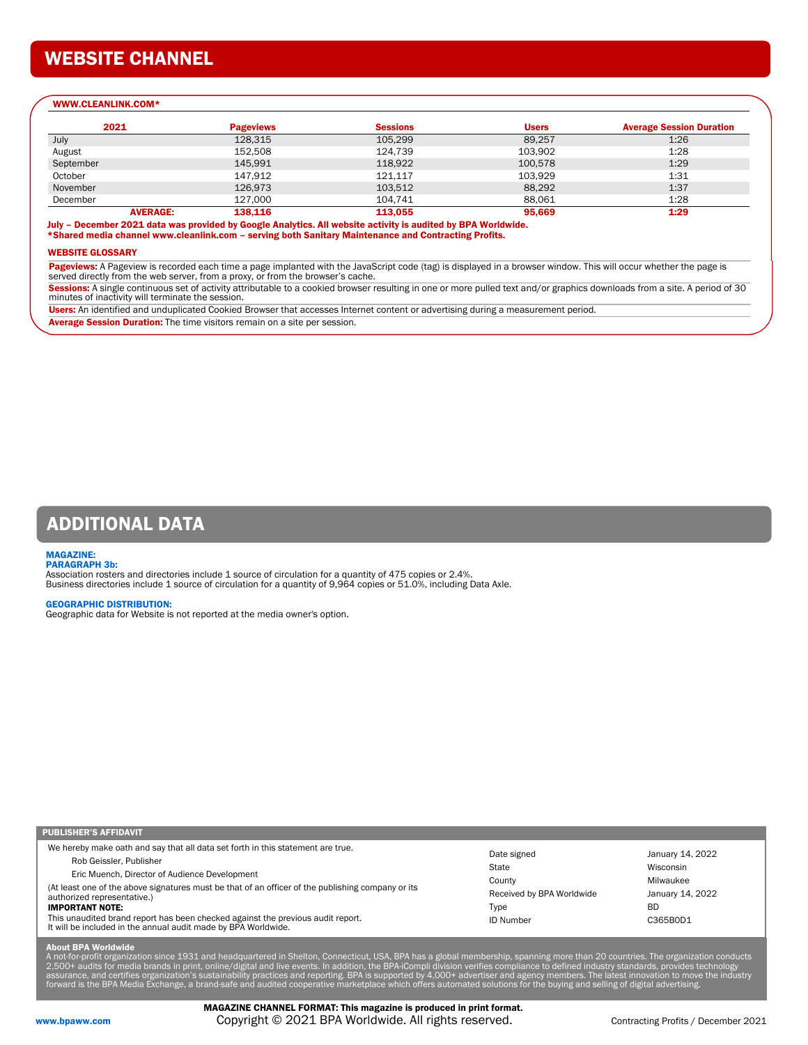## WEBSITE CHANNEL

**WWW.CLEANLINK.COM***

| 2021 | Pageviews | Sessions | Users | Average Session Duration |
|---|---|---|---|---|
| July | 128,315 | 105,299 | 89,257 | 1:26 |
| August | 152,508 | 124,739 | 103,902 | 1:28 |
| September | 145,991 | 118,922 | 100,578 | 1:29 |
| October | 147,912 | 121,117 | 103,929 | 1:31 |
| November | 126,973 | 103,512 | 88,292 | 1:37 |
| December | 127,000 | 104,741 | 88,061 | 1:28 |
| **AVERAGE:** | **138,116** | **113,055** | **95,669** | **1:29** |

**July – December 2021 data was provided by Google Analytics. All website activity is audited by BPA Worldwide.**
***Shared media channel www.cleanlink.com – serving both Sanitary Maintenance and Contracting Profits.**

**WEBSITE GLOSSARY**

**Pageviews:** A Pageview is recorded each time a page implanted with the JavaScript code (tag) is displayed in a browser window. This will occur whether the page is served directly from the web server, from a proxy, or from the browser's cache.

**Sessions:** A single continuous set of activity attributable to a cookied browser resulting in one or more pulled text and/or graphics downloads from a site. A period of 30 minutes of inactivity will terminate the session.

**Users:** An identified and unduplicated Cookied Browser that accesses Internet content or advertising during a measurement period.

**Average Session Duration:** The time visitors remain on a site per session.

## ADDITIONAL DATA

**MAGAZINE:**
**PARAGRAPH 3b:**
Association rosters and directories include 1 source of circulation for a quantity of 475 copies or 2.4%.
Business directories include 1 source of circulation for a quantity of 9,964 copies or 51.0%, including Data Axle.

**GEOGRAPHIC DISTRIBUTION:**
Geographic data for Website is not reported at the media owner's option.

**PUBLISHER'S AFFIDAVIT**

We hereby make oath and say that all data set forth in this statement are true.

Rob Geissler, Publisher

Eric Muench, Director of Audience Development

(At least one of the above signatures must be that of an officer of the publishing company or its authorized representative.)

**IMPORTANT NOTE:**
This unaudited brand report has been checked against the previous audit report.
It will be included in the annual audit made by BPA Worldwide.

| | |
|---|---|
| Date signed | January 14, 2022 |
| State | Wisconsin |
| County | Milwaukee |
| Received by BPA Worldwide | January 14, 2022 |
| Type | BD |
| ID Number | C365B0D1 |

**About BPA Worldwide**
A not-for-profit organization since 1931 and headquartered in Shelton, Connecticut, USA, BPA has a global membership, spanning more than 20 countries. The organization conducts 2,500+ audits for media brands in print, online/digital and live events. In addition, the BPA-iCompli division verifies compliance to defined industry standards, provides technology assurance, and certifies organization's sustainability practices and reporting. BPA is supported by 4,000+ advertiser and agency members. The latest innovation to move the industry forward is the BPA Media Exchange, a brand-safe and audited cooperative marketplace which offers automated solutions for the buying and selling of digital advertising.

**MAGAZINE CHANNEL FORMAT: This magazine is produced in print format.**
Copyright © 2021 BPA Worldwide. All rights reserved.

www.bpaww.com